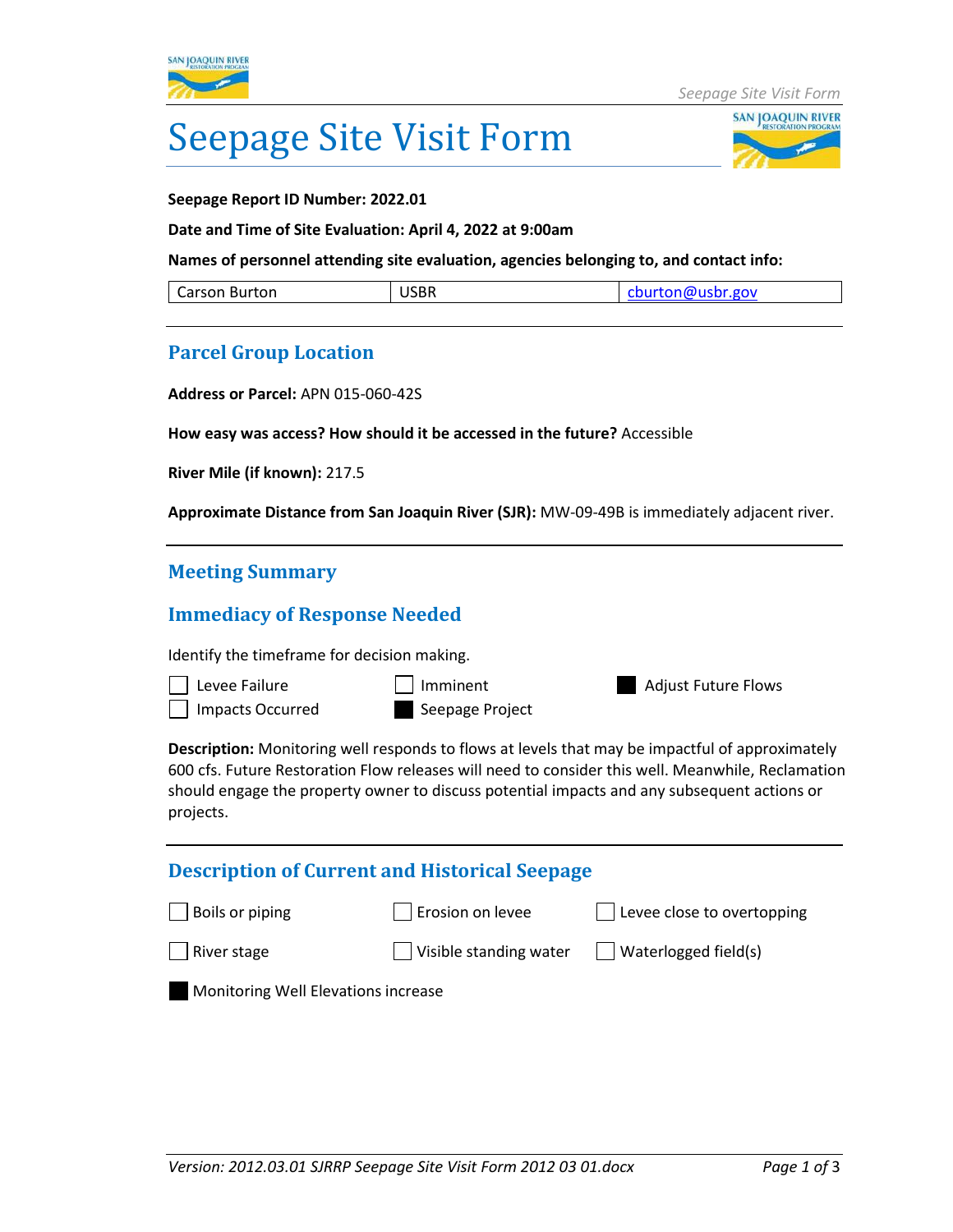# Seepage Site Visit Form

**Seepage Report ID Number: 2022.01**

**Date and Time of Site Evaluation: April 4, 2022 at 9:00am**

**Names of personnel attending site evaluation, agencies belonging to, and contact info:**

| Carson Burton | USBR | cburton@usbr.gov |
|---|---|---|

## Parcel Group Location

**Address or Parcel:** APN 015-060-42S

**How easy was access? How should it be accessed in the future?** Accessible

**River Mile (if known):** 217.5

**Approximate Distance from San Joaquin River (SJR):** MW-09-49B is immediately adjacent river.

## Meeting Summary

## Immediacy of Response Needed

Identify the timeframe for decision making.

- [ ] Levee Failure
- [ ] Impacts Occurred
- [ ] Imminent
- [x] Seepage Project
- [x] Adjust Future Flows

**Description:** Monitoring well responds to flows at levels that may be impactful of approximately 600 cfs. Future Restoration Flow releases will need to consider this well. Meanwhile, Reclamation should engage the property owner to discuss potential impacts and any subsequent actions or projects.

## Description of Current and Historical Seepage

- [ ] Boils or piping
- [ ] Erosion on levee
- [ ] Levee close to overtopping
- [ ] River stage
- [ ] Visible standing water
- [ ] Waterlogged field(s)
- [x] Monitoring Well Elevations increase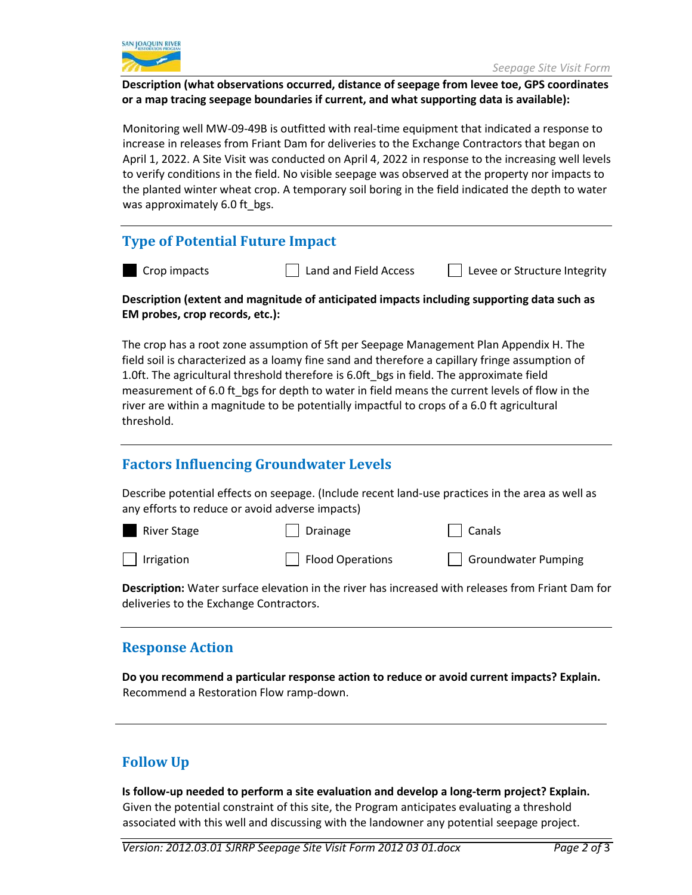**Description (what observations occurred, distance of seepage from levee toe, GPS coordinates or a map tracing seepage boundaries if current, and what supporting data is available):**

Monitoring well MW-09-49B is outfitted with real-time equipment that indicated a response to increase in releases from Friant Dam for deliveries to the Exchange Contractors that began on April 1, 2022. A Site Visit was conducted on April 4, 2022 in response to the increasing well levels to verify conditions in the field. No visible seepage was observed at the property nor impacts to the planted winter wheat crop. A temporary soil boring in the field indicated the depth to water was approximately 6.0 ft_bgs.

## Type of Potential Future Impact

- [x] Crop impacts
- [ ] Land and Field Access
- [ ] Levee or Structure Integrity

**Description (extent and magnitude of anticipated impacts including supporting data such as EM probes, crop records, etc.):**

The crop has a root zone assumption of 5ft per Seepage Management Plan Appendix H. The field soil is characterized as a loamy fine sand and therefore a capillary fringe assumption of 1.0ft. The agricultural threshold therefore is 6.0ft_bgs in field. The approximate field measurement of 6.0 ft_bgs for depth to water in field means the current levels of flow in the river are within a magnitude to be potentially impactful to crops of a 6.0 ft agricultural threshold.

## Factors Influencing Groundwater Levels

Describe potential effects on seepage. (Include recent land-use practices in the area as well as any efforts to reduce or avoid adverse impacts)

- [x] River Stage
- [ ] Drainage
- [ ] Canals
- [ ] Irrigation
- [ ] Flood Operations
- [ ] Groundwater Pumping

**Description:** Water surface elevation in the river has increased with releases from Friant Dam for deliveries to the Exchange Contractors.

## Response Action

**Do you recommend a particular response action to reduce or avoid current impacts? Explain.**
Recommend a Restoration Flow ramp-down.

## Follow Up

**Is follow-up needed to perform a site evaluation and develop a long-term project? Explain.**
Given the potential constraint of this site, the Program anticipates evaluating a threshold associated with this well and discussing with the landowner any potential seepage project.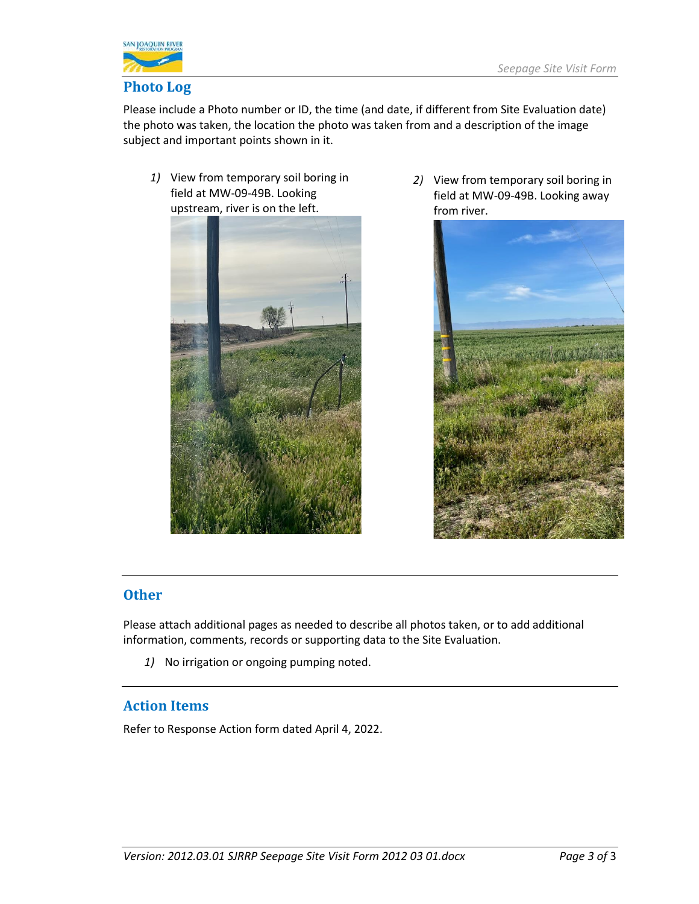## Photo Log

Please include a Photo number or ID, the time (and date, if different from Site Evaluation date) the photo was taken, the location the photo was taken from and a description of the image subject and important points shown in it.

*1)* View from temporary soil boring in field at MW-09-49B. Looking upstream, river is on the left.

*2)* View from temporary soil boring in field at MW-09-49B. Looking away from river.

## Other

Please attach additional pages as needed to describe all photos taken, or to add additional information, comments, records or supporting data to the Site Evaluation.

*1)* No irrigation or ongoing pumping noted.

## Action Items

Refer to Response Action form dated April 4, 2022.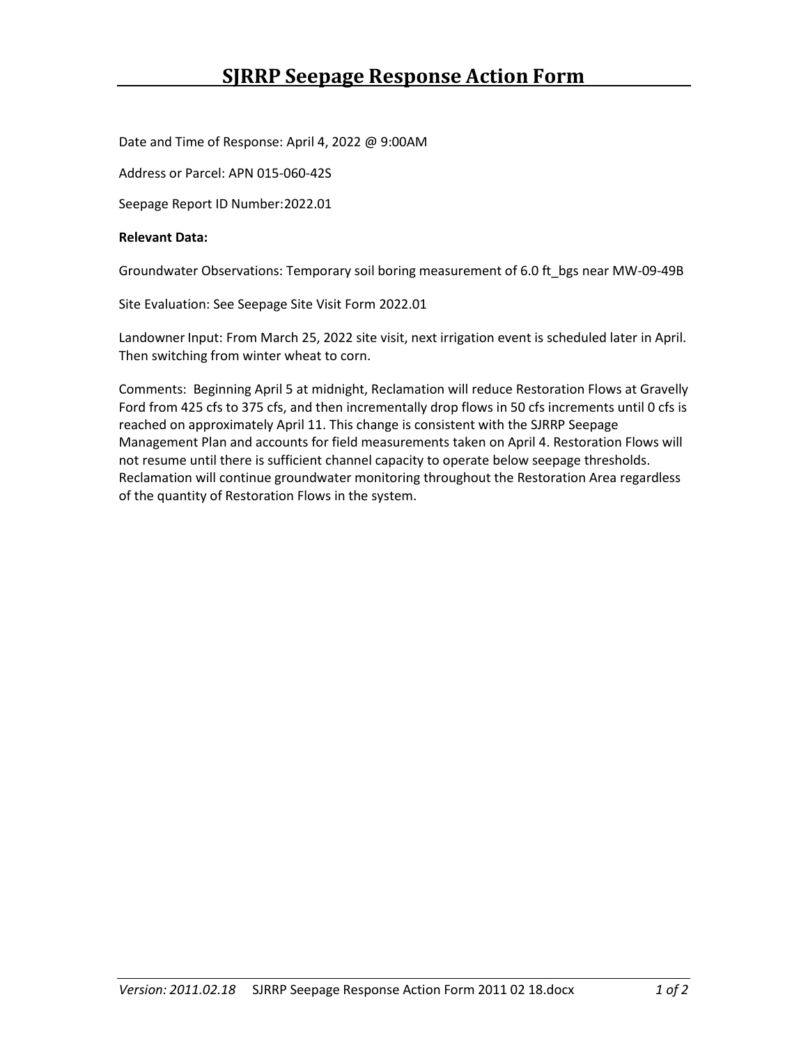# SJRRP Seepage Response Action Form

Date and Time of Response: April 4, 2022 @ 9:00AM

Address or Parcel: APN 015-060-42S

Seepage Report ID Number:2022.01

**Relevant Data:**

Groundwater Observations: Temporary soil boring measurement of 6.0 ft_bgs near MW-09-49B

Site Evaluation: See Seepage Site Visit Form 2022.01

Landowner Input: From March 25, 2022 site visit, next irrigation event is scheduled later in April. Then switching from winter wheat to corn.

Comments: Beginning April 5 at midnight, Reclamation will reduce Restoration Flows at Gravelly Ford from 425 cfs to 375 cfs, and then incrementally drop flows in 50 cfs increments until 0 cfs is reached on approximately April 11. This change is consistent with the SJRRP Seepage Management Plan and accounts for field measurements taken on April 4. Restoration Flows will not resume until there is sufficient channel capacity to operate below seepage thresholds. Reclamation will continue groundwater monitoring throughout the Restoration Area regardless of the quantity of Restoration Flows in the system.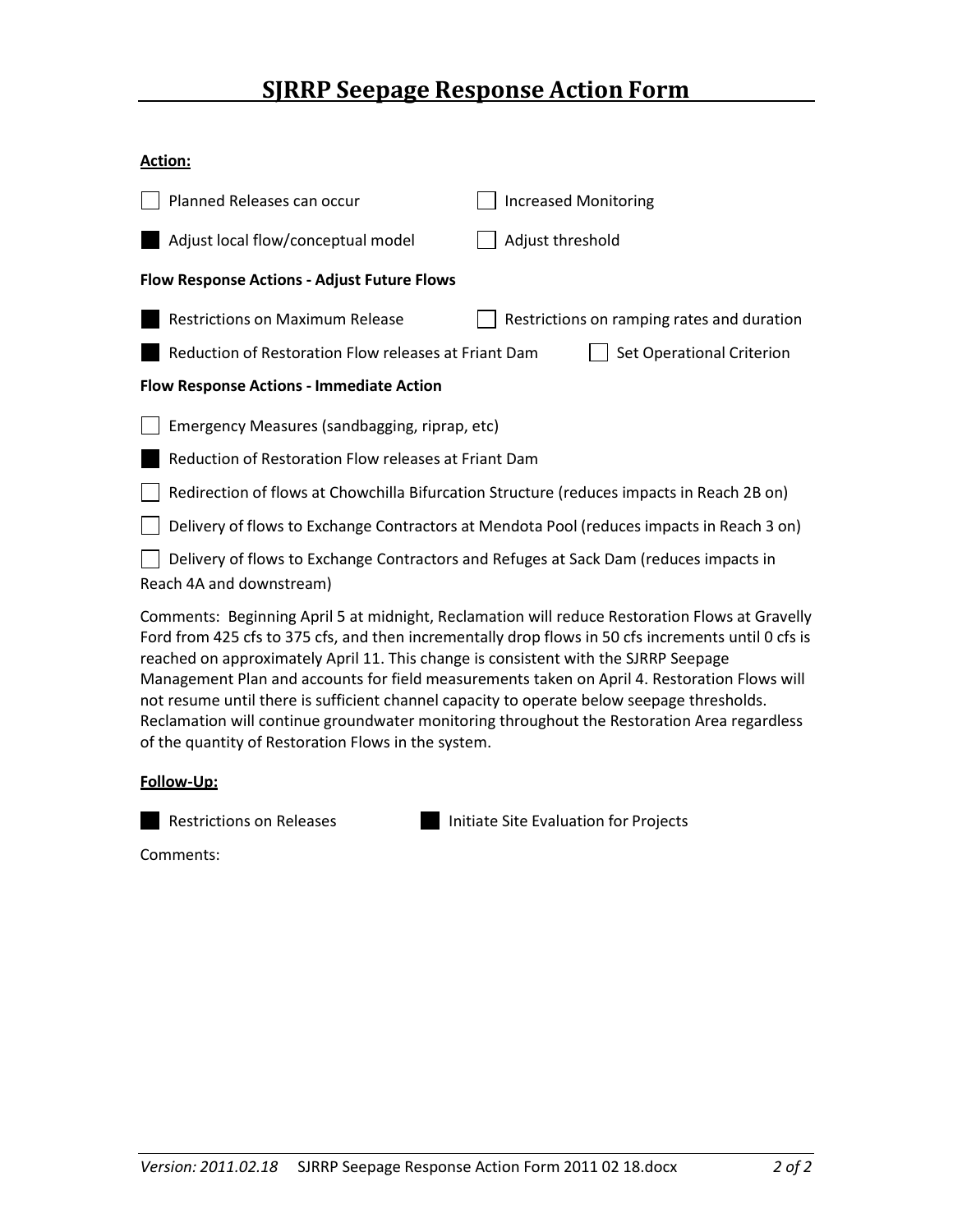# SJRRP Seepage Response Action Form

**Action:**

- [ ] Planned Releases can occur
- [ ] Increased Monitoring
- [x] Adjust local flow/conceptual model
- [ ] Adjust threshold

**Flow Response Actions - Adjust Future Flows**

- [x] Restrictions on Maximum Release
- [ ] Restrictions on ramping rates and duration
- [x] Reduction of Restoration Flow releases at Friant Dam
- [ ] Set Operational Criterion

**Flow Response Actions - Immediate Action**

- [ ] Emergency Measures (sandbagging, riprap, etc)
- [x] Reduction of Restoration Flow releases at Friant Dam
- [ ] Redirection of flows at Chowchilla Bifurcation Structure (reduces impacts in Reach 2B on)
- [ ] Delivery of flows to Exchange Contractors at Mendota Pool (reduces impacts in Reach 3 on)
- [ ] Delivery of flows to Exchange Contractors and Refuges at Sack Dam (reduces impacts in Reach 4A and downstream)

Comments: Beginning April 5 at midnight, Reclamation will reduce Restoration Flows at Gravelly Ford from 425 cfs to 375 cfs, and then incrementally drop flows in 50 cfs increments until 0 cfs is reached on approximately April 11. This change is consistent with the SJRRP Seepage Management Plan and accounts for field measurements taken on April 4. Restoration Flows will not resume until there is sufficient channel capacity to operate below seepage thresholds. Reclamation will continue groundwater monitoring throughout the Restoration Area regardless of the quantity of Restoration Flows in the system.

**Follow-Up:**

- [x] Restrictions on Releases
- [x] Initiate Site Evaluation for Projects

Comments: